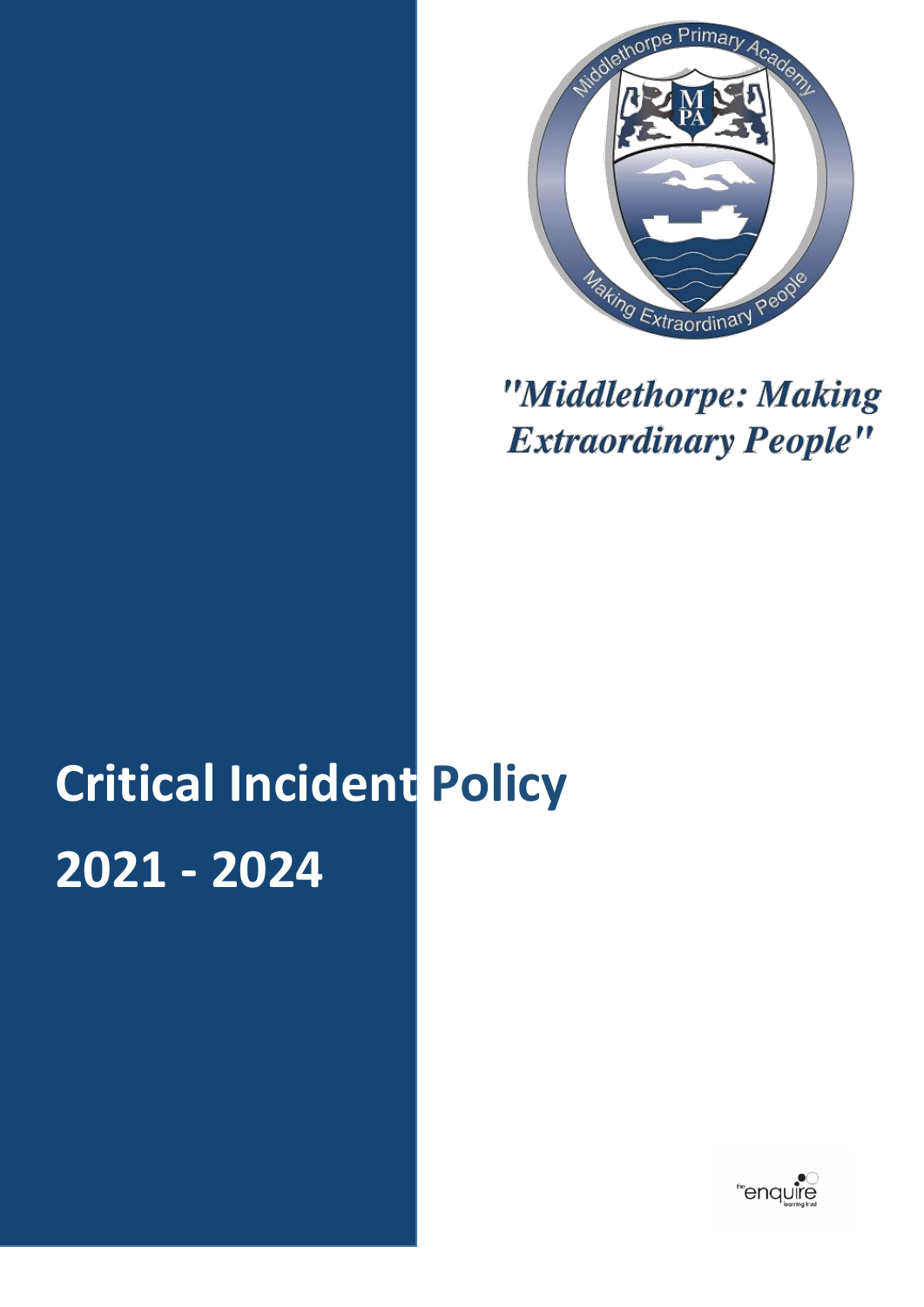*"Middlethorpe: Making Extraordinary People"*

# Critical Incident Policy

# 2021 - 2024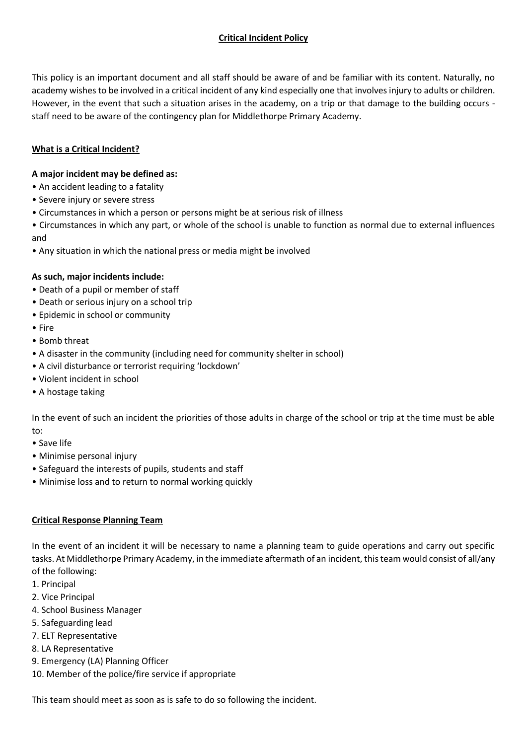# Critical Incident Policy

This policy is an important document and all staff should be aware of and be familiar with its content. Naturally, no academy wishes to be involved in a critical incident of any kind especially one that involves injury to adults or children. However, in the event that such a situation arises in the academy, on a trip or that damage to the building occurs - staff need to be aware of the contingency plan for Middlethorpe Primary Academy.

## What is a Critical Incident?

**A major incident may be defined as:**

- An accident leading to a fatality
- Severe injury or severe stress
- Circumstances in which a person or persons might be at serious risk of illness
- Circumstances in which any part, or whole of the school is unable to function as normal due to external influences and
- Any situation in which the national press or media might be involved

**As such, major incidents include:**

- Death of a pupil or member of staff
- Death or serious injury on a school trip
- Epidemic in school or community
- Fire
- Bomb threat
- A disaster in the community (including need for community shelter in school)
- A civil disturbance or terrorist requiring 'lockdown'
- Violent incident in school
- A hostage taking

In the event of such an incident the priorities of those adults in charge of the school or trip at the time must be able to:

- Save life
- Minimise personal injury
- Safeguard the interests of pupils, students and staff
- Minimise loss and to return to normal working quickly

## Critical Response Planning Team

In the event of an incident it will be necessary to name a planning team to guide operations and carry out specific tasks. At Middlethorpe Primary Academy, in the immediate aftermath of an incident, this team would consist of all/any of the following:

1. Principal
2. Vice Principal
4. School Business Manager
5. Safeguarding lead
7. ELT Representative
8. LA Representative
9. Emergency (LA) Planning Officer
10. Member of the police/fire service if appropriate

This team should meet as soon as is safe to do so following the incident.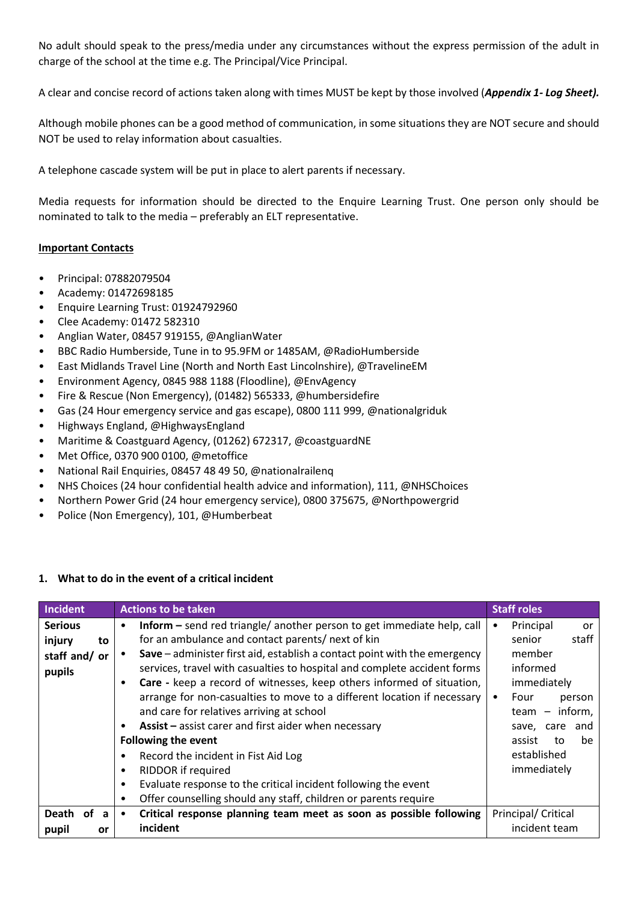No adult should speak to the press/media under any circumstances without the express permission of the adult in charge of the school at the time e.g. The Principal/Vice Principal.

A clear and concise record of actions taken along with times MUST be kept by those involved (***Appendix 1- Log Sheet).***

Although mobile phones can be a good method of communication, in some situations they are NOT secure and should NOT be used to relay information about casualties.

A telephone cascade system will be put in place to alert parents if necessary.

Media requests for information should be directed to the Enquire Learning Trust. One person only should be nominated to talk to the media – preferably an ELT representative.

**Important Contacts**

- Principal: 07882079504
- Academy: 01472698185
- Enquire Learning Trust: 01924792960
- Clee Academy: 01472 582310
- Anglian Water, 08457 919155, @AnglianWater
- BBC Radio Humberside, Tune in to 95.9FM or 1485AM, @RadioHumberside
- East Midlands Travel Line (North and North East Lincolnshire), @TravelineEM
- Environment Agency, 0845 988 1188 (Floodline), @EnvAgency
- Fire & Rescue (Non Emergency), (01482) 565333, @humbersidefire
- Gas (24 Hour emergency service and gas escape), 0800 111 999, @nationalgriduk
- Highways England, @HighwaysEngland
- Maritime & Coastguard Agency, (01262) 672317, @coastguardNE
- Met Office, 0370 900 0100, @metoffice
- National Rail Enquiries, 08457 48 49 50, @nationalrailenq
- NHS Choices (24 hour confidential health advice and information), 111, @NHSChoices
- Northern Power Grid (24 hour emergency service), 0800 375675, @Northpowergrid
- Police (Non Emergency), 101, @Humberbeat

**1. What to do in the event of a critical incident**

| Incident | Actions to be taken | Staff roles |
|---|---|---|
| **Serious injury to staff and/ or pupils** | • **Inform –** send red triangle/ another person to get immediate help, call for an ambulance and contact parents/ next of kin<br>• **Save** – administer first aid, establish a contact point with the emergency services, travel with casualties to hospital and complete accident forms<br>• **Care -** keep a record of witnesses, keep others informed of situation, arrange for non-casualties to move to a different location if necessary and care for relatives arriving at school<br>• **Assist –** assist carer and first aider when necessary<br>**Following the event**<br>• Record the incident in Fist Aid Log<br>• RIDDOR if required<br>• Evaluate response to the critical incident following the event<br>• Offer counselling should any staff, children or parents require | • Principal or senior staff member informed immediately<br>• Four person team – inform, save, care and assist to be established immediately |
| **Death of a pupil or** | • **Critical response planning team meet as soon as possible following incident** | Principal/ Critical incident team |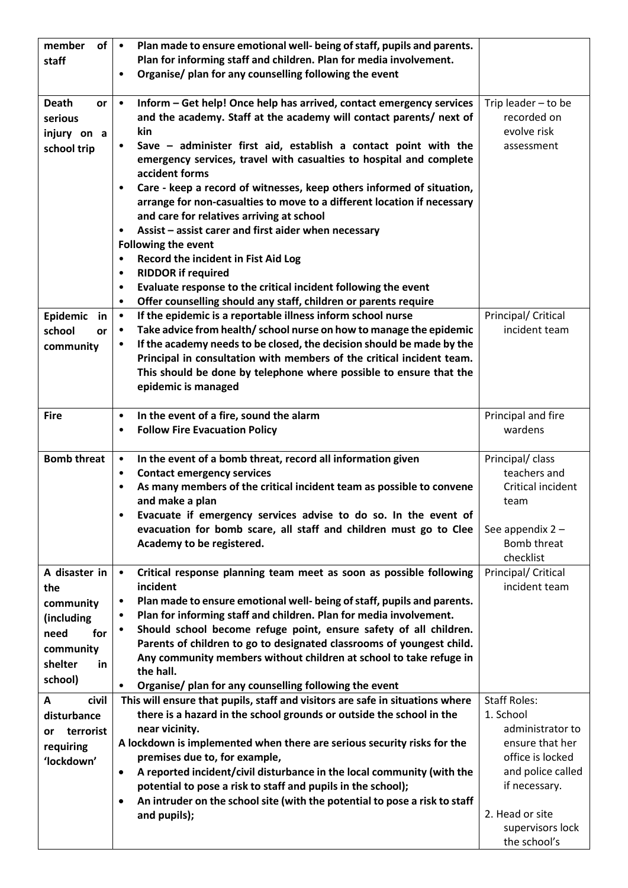| | | |
|---|---|---|
| **member of staff** | • **Plan made to ensure emotional well- being of staff, pupils and parents. Plan for informing staff and children. Plan for media involvement.**<br>• **Organise/ plan for any counselling following the event** | |
| **Death or serious injury on a school trip** | • **Inform – Get help! Once help has arrived, contact emergency services and the academy. Staff at the academy will contact parents/ next of kin**<br>• **Save – administer first aid, establish a contact point with the emergency services, travel with casualties to hospital and complete accident forms**<br>• **Care - keep a record of witnesses, keep others informed of situation, arrange for non-casualties to move to a different location if necessary and care for relatives arriving at school**<br>• **Assist – assist carer and first aider when necessary**<br>**Following the event**<br>• **Record the incident in Fist Aid Log**<br>• **RIDDOR if required**<br>• **Evaluate response to the critical incident following the event**<br>• **Offer counselling should any staff, children or parents require** | Trip leader – to be recorded on evolve risk assessment |
| **Epidemic in school or community** | • **If the epidemic is a reportable illness inform school nurse**<br>• **Take advice from health/ school nurse on how to manage the epidemic**<br>• **If the academy needs to be closed, the decision should be made by the Principal in consultation with members of the critical incident team. This should be done by telephone where possible to ensure that the epidemic is managed** | Principal/ Critical incident team |
| **Fire** | • **In the event of a fire, sound the alarm**<br>• **Follow Fire Evacuation Policy** | Principal and fire wardens |
| **Bomb threat** | • **In the event of a bomb threat, record all information given**<br>• **Contact emergency services**<br>• **As many members of the critical incident team as possible to convene and make a plan**<br>• **Evacuate if emergency services advise to do so. In the event of evacuation for bomb scare, all staff and children must go to Clee Academy to be registered.** | Principal/ class teachers and Critical incident team<br><br>See appendix 2 – Bomb threat checklist |
| **A disaster in the community (including need for community shelter in school)** | • **Critical response planning team meet as soon as possible following incident**<br>• **Plan made to ensure emotional well- being of staff, pupils and parents.**<br>• **Plan for informing staff and children. Plan for media involvement.**<br>• **Should school become refuge point, ensure safety of all children. Parents of children to go to designated classrooms of youngest child. Any community members without children at school to take refuge in the hall.**<br>• **Organise/ plan for any counselling following the event** | Principal/ Critical incident team |
| **A civil disturbance or terrorist requiring 'lockdown'** | **This will ensure that pupils, staff and visitors are safe in situations where there is a hazard in the school grounds or outside the school in the near vicinity.**<br>**A lockdown is implemented when there are serious security risks for the premises due to, for example,**<br>• **A reported incident/civil disturbance in the local community (with the potential to pose a risk to staff and pupils in the school);**<br>• **An intruder on the school site (with the potential to pose a risk to staff and pupils);** | Staff Roles:<br>1. School administrator to ensure that her office is locked and police called if necessary.<br><br>2. Head or site supervisors lock the school's |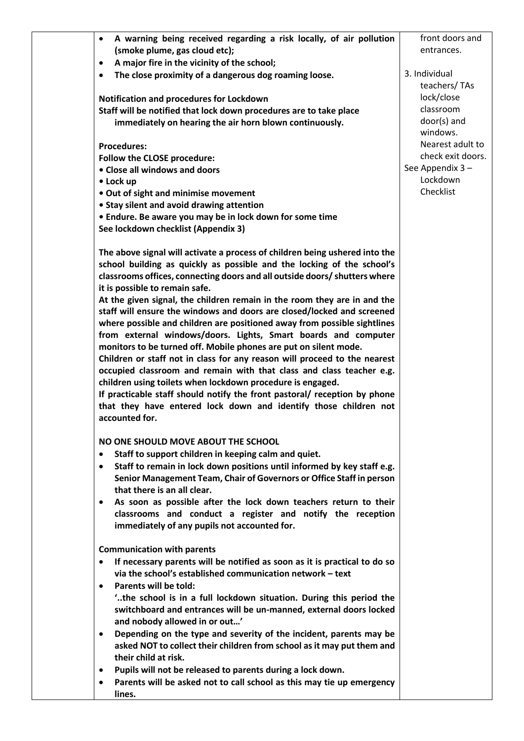| | | |
|---|---|---|
| | • **A warning being received regarding a risk locally, of air pollution (smoke plume, gas cloud etc);**<br>• **A major fire in the vicinity of the school;**<br>• **The close proximity of a dangerous dog roaming loose.**<br><br>**Notification and procedures for Lockdown**<br>**Staff will be notified that lock down procedures are to take place immediately on hearing the air horn blown continuously.**<br><br>**Procedures:**<br>**Follow the CLOSE procedure:**<br>**• Close all windows and doors**<br>**• Lock up**<br>**• Out of sight and minimise movement**<br>**• Stay silent and avoid drawing attention**<br>**• Endure. Be aware you may be in lock down for some time**<br>**See lockdown checklist (Appendix 3)**<br><br>**The above signal will activate a process of children being ushered into the school building as quickly as possible and the locking of the school's classrooms offices, connecting doors and all outside doors/ shutters where it is possible to remain safe.**<br>**At the given signal, the children remain in the room they are in and the staff will ensure the windows and doors are closed/locked and screened where possible and children are positioned away from possible sightlines from external windows/doors. Lights, Smart boards and computer monitors to be turned off. Mobile phones are put on silent mode.**<br>**Children or staff not in class for any reason will proceed to the nearest occupied classroom and remain with that class and class teacher e.g. children using toilets when lockdown procedure is engaged.**<br>**If practicable staff should notify the front pastoral/ reception by phone that they have entered lock down and identify those children not accounted for.**<br><br>**NO ONE SHOULD MOVE ABOUT THE SCHOOL**<br>• **Staff to support children in keeping calm and quiet.**<br>• **Staff to remain in lock down positions until informed by key staff e.g. Senior Management Team, Chair of Governors or Office Staff in person that there is an all clear.**<br>• **As soon as possible after the lock down teachers return to their classrooms and conduct a register and notify the reception immediately of any pupils not accounted for.**<br><br>**Communication with parents**<br>• **If necessary parents will be notified as soon as it is practical to do so via the school's established communication network – text**<br>• **Parents will be told:**<br>**'..the school is in a full lockdown situation. During this period the switchboard and entrances will be un-manned, external doors locked and nobody allowed in or out…'**<br>• **Depending on the type and severity of the incident, parents may be asked NOT to collect their children from school as it may put them and their child at risk.**<br>• **Pupils will not be released to parents during a lock down.**<br>• **Parents will be asked not to call school as this may tie up emergency lines.** | front doors and entrances.<br><br>3. Individual teachers/ TAs lock/close classroom door(s) and windows. Nearest adult to check exit doors.<br>See Appendix 3 – Lockdown Checklist |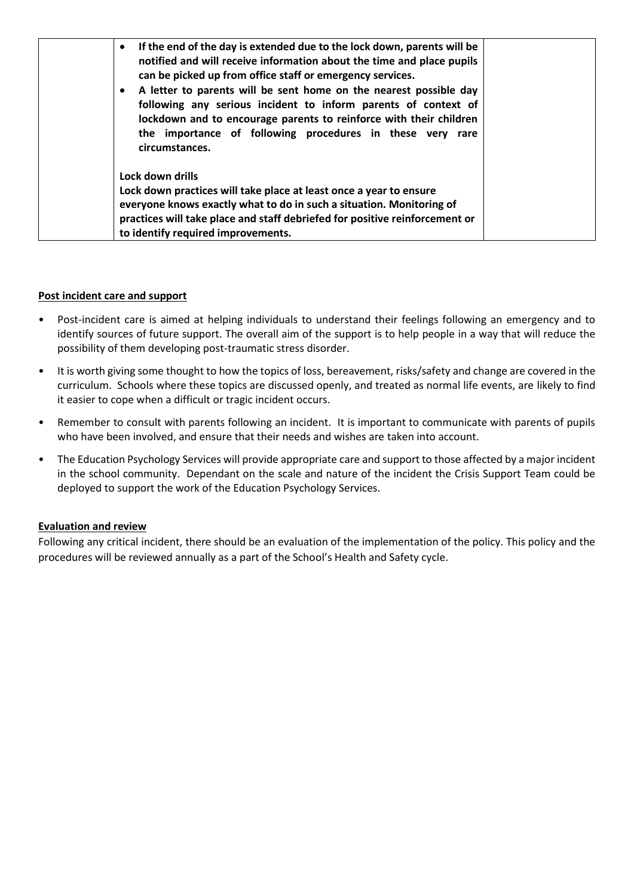| | | |
|---|---|---|
| | • **If the end of the day is extended due to the lock down, parents will be notified and will receive information about the time and place pupils can be picked up from office staff or emergency services.**<br>• **A letter to parents will be sent home on the nearest possible day following any serious incident to inform parents of context of lockdown and to encourage parents to reinforce with their children the importance of following procedures in these very rare circumstances.**<br><br>**Lock down drills**<br>**Lock down practices will take place at least once a year to ensure everyone knows exactly what to do in such a situation. Monitoring of practices will take place and staff debriefed for positive reinforcement or to identify required improvements.** | |

**Post incident care and support**

- Post-incident care is aimed at helping individuals to understand their feelings following an emergency and to identify sources of future support. The overall aim of the support is to help people in a way that will reduce the possibility of them developing post-traumatic stress disorder.
- It is worth giving some thought to how the topics of loss, bereavement, risks/safety and change are covered in the curriculum. Schools where these topics are discussed openly, and treated as normal life events, are likely to find it easier to cope when a difficult or tragic incident occurs.
- Remember to consult with parents following an incident. It is important to communicate with parents of pupils who have been involved, and ensure that their needs and wishes are taken into account.
- The Education Psychology Services will provide appropriate care and support to those affected by a major incident in the school community. Dependant on the scale and nature of the incident the Crisis Support Team could be deployed to support the work of the Education Psychology Services.

**Evaluation and review**

Following any critical incident, there should be an evaluation of the implementation of the policy. This policy and the procedures will be reviewed annually as a part of the School's Health and Safety cycle.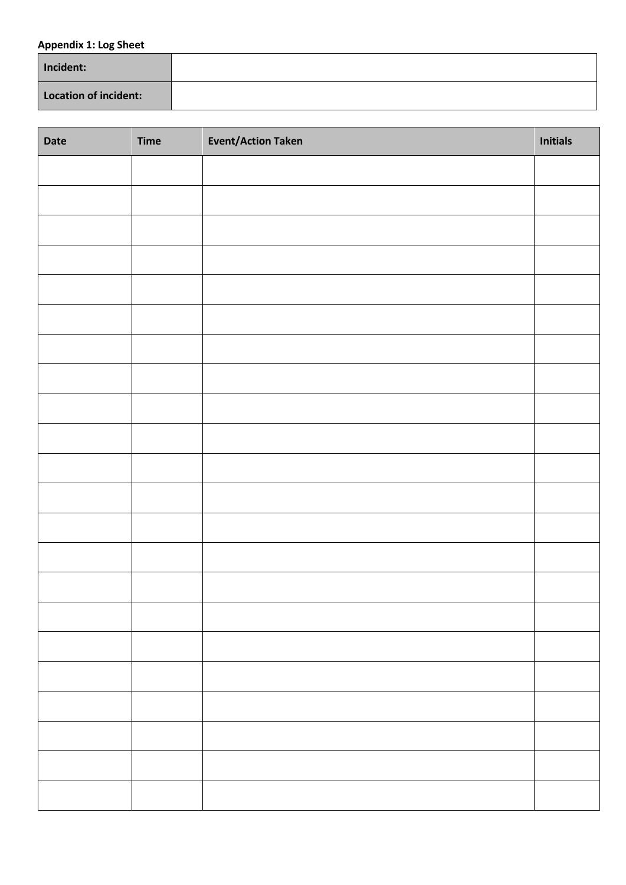**Appendix 1: Log Sheet**

| **Incident:** | |
|---|---|
| **Location of incident:** | |

| Date | Time | Event/Action Taken | Initials |
|---|---|---|---|
| | | | |
| | | | |
| | | | |
| | | | |
| | | | |
| | | | |
| | | | |
| | | | |
| | | | |
| | | | |
| | | | |
| | | | |
| | | | |
| | | | |
| | | | |
| | | | |
| | | | |
| | | | |
| | | | |
| | | | |
| | | | |
| | | | |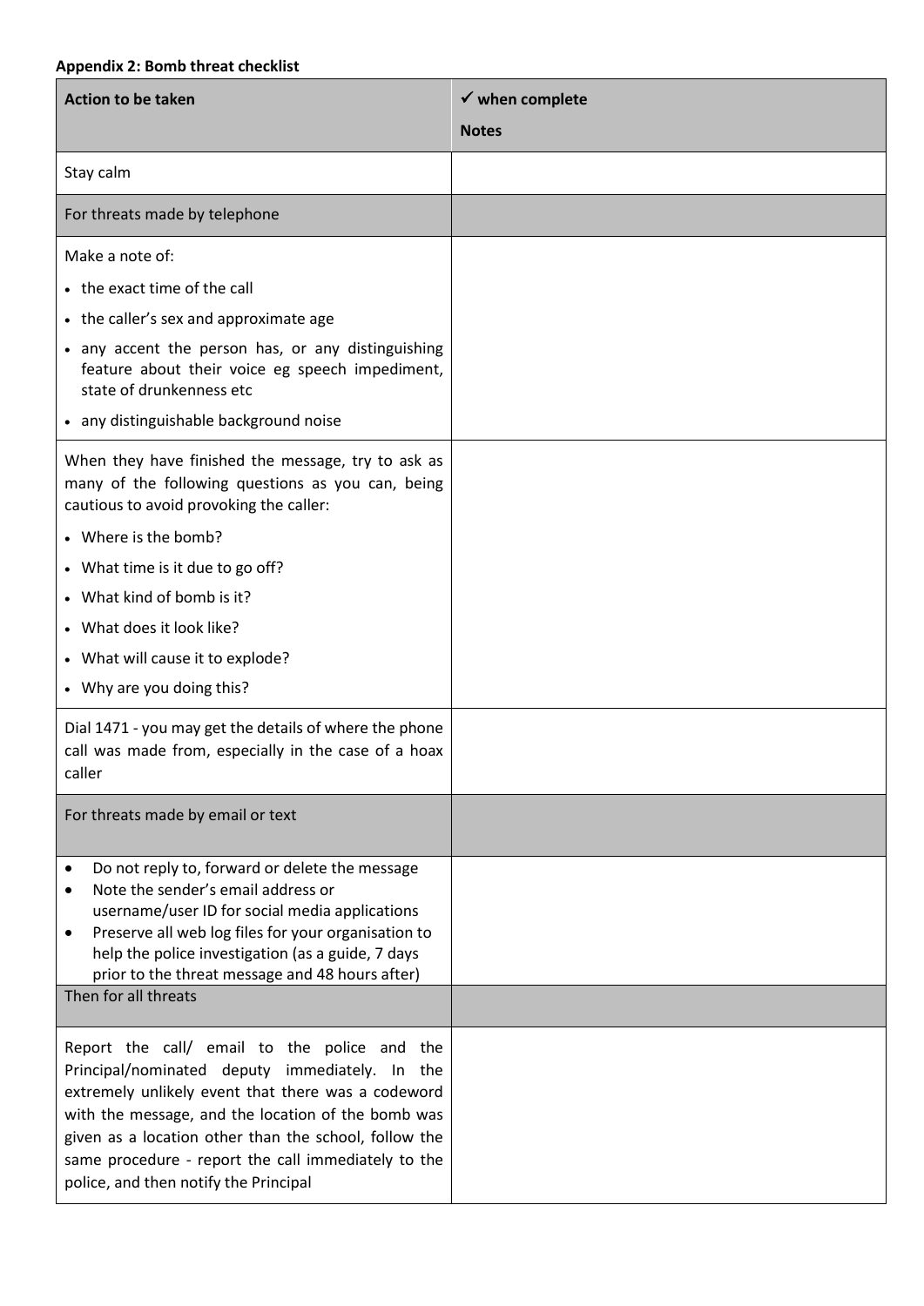**Appendix 2: Bomb threat checklist**

| Action to be taken | ✓ when complete<br>Notes |
|---|---|
| Stay calm | |
| For threats made by telephone | |
| Make a note of:<br>• the exact time of the call<br>• the caller's sex and approximate age<br>• any accent the person has, or any distinguishing feature about their voice eg speech impediment, state of drunkenness etc<br>• any distinguishable background noise | |
| When they have finished the message, try to ask as many of the following questions as you can, being cautious to avoid provoking the caller:<br>• Where is the bomb?<br>• What time is it due to go off?<br>• What kind of bomb is it?<br>• What does it look like?<br>• What will cause it to explode?<br>• Why are you doing this? | |
| Dial 1471 - you may get the details of where the phone call was made from, especially in the case of a hoax caller | |
| For threats made by email or text | |
| • Do not reply to, forward or delete the message<br>• Note the sender's email address or username/user ID for social media applications<br>• Preserve all web log files for your organisation to help the police investigation (as a guide, 7 days prior to the threat message and 48 hours after) | |
| Then for all threats | |
| Report the call/ email to the police and the Principal/nominated deputy immediately. In the extremely unlikely event that there was a codeword with the message, and the location of the bomb was given as a location other than the school, follow the same procedure - report the call immediately to the police, and then notify the Principal | |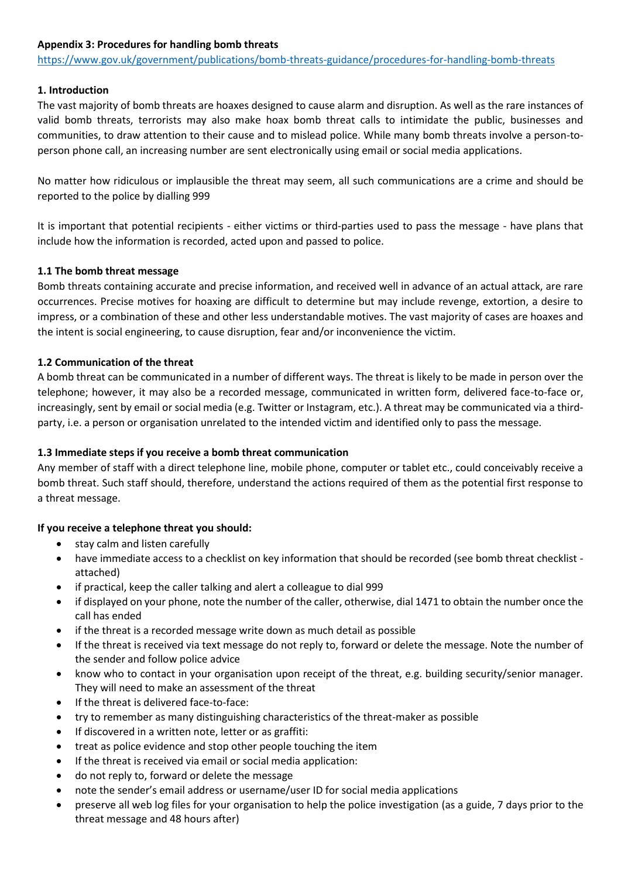**Appendix 3: Procedures for handling bomb threats**

https://www.gov.uk/government/publications/bomb-threats-guidance/procedures-for-handling-bomb-threats

**1. Introduction**

The vast majority of bomb threats are hoaxes designed to cause alarm and disruption. As well as the rare instances of valid bomb threats, terrorists may also make hoax bomb threat calls to intimidate the public, businesses and communities, to draw attention to their cause and to mislead police. While many bomb threats involve a person-to-person phone call, an increasing number are sent electronically using email or social media applications.

No matter how ridiculous or implausible the threat may seem, all such communications are a crime and should be reported to the police by dialling 999

It is important that potential recipients - either victims or third-parties used to pass the message - have plans that include how the information is recorded, acted upon and passed to police.

**1.1 The bomb threat message**

Bomb threats containing accurate and precise information, and received well in advance of an actual attack, are rare occurrences. Precise motives for hoaxing are difficult to determine but may include revenge, extortion, a desire to impress, or a combination of these and other less understandable motives. The vast majority of cases are hoaxes and the intent is social engineering, to cause disruption, fear and/or inconvenience the victim.

**1.2 Communication of the threat**

A bomb threat can be communicated in a number of different ways. The threat is likely to be made in person over the telephone; however, it may also be a recorded message, communicated in written form, delivered face-to-face or, increasingly, sent by email or social media (e.g. Twitter or Instagram, etc.). A threat may be communicated via a third-party, i.e. a person or organisation unrelated to the intended victim and identified only to pass the message.

**1.3 Immediate steps if you receive a bomb threat communication**

Any member of staff with a direct telephone line, mobile phone, computer or tablet etc., could conceivably receive a bomb threat. Such staff should, therefore, understand the actions required of them as the potential first response to a threat message.

**If you receive a telephone threat you should:**

- stay calm and listen carefully
- have immediate access to a checklist on key information that should be recorded (see bomb threat checklist - attached)
- if practical, keep the caller talking and alert a colleague to dial 999
- if displayed on your phone, note the number of the caller, otherwise, dial 1471 to obtain the number once the call has ended
- if the threat is a recorded message write down as much detail as possible
- If the threat is received via text message do not reply to, forward or delete the message. Note the number of the sender and follow police advice
- know who to contact in your organisation upon receipt of the threat, e.g. building security/senior manager. They will need to make an assessment of the threat
- If the threat is delivered face-to-face:
- try to remember as many distinguishing characteristics of the threat-maker as possible
- If discovered in a written note, letter or as graffiti:
- treat as police evidence and stop other people touching the item
- If the threat is received via email or social media application:
- do not reply to, forward or delete the message
- note the sender's email address or username/user ID for social media applications
- preserve all web log files for your organisation to help the police investigation (as a guide, 7 days prior to the threat message and 48 hours after)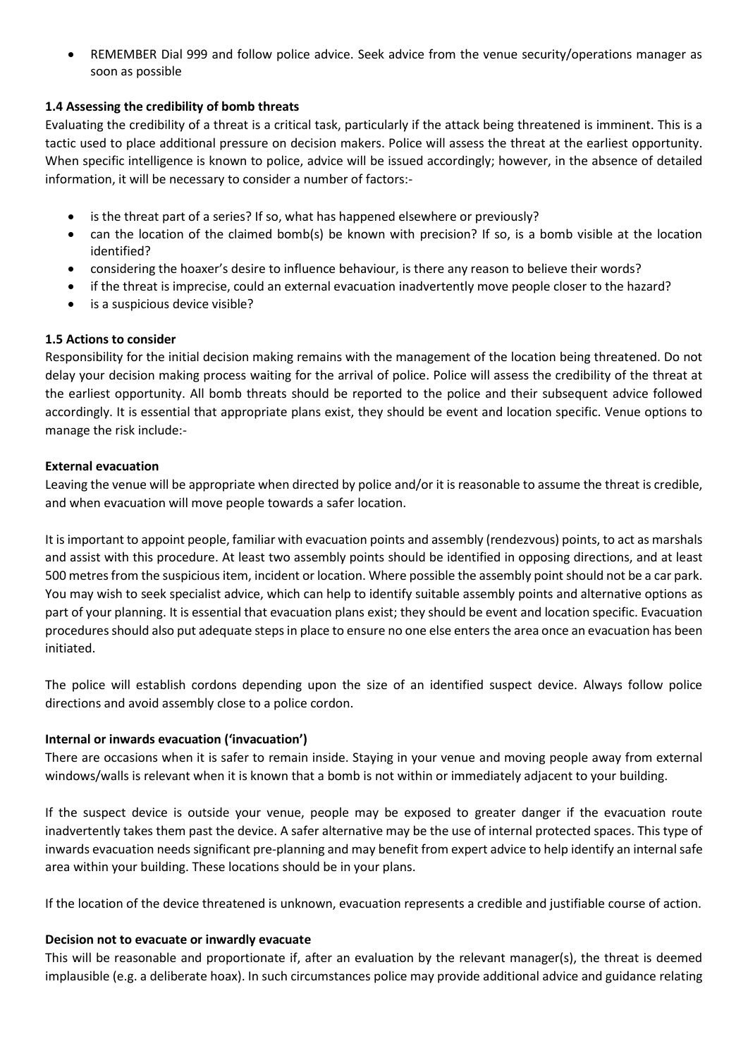- REMEMBER Dial 999 and follow police advice. Seek advice from the venue security/operations manager as soon as possible

### 1.4 Assessing the credibility of bomb threats

Evaluating the credibility of a threat is a critical task, particularly if the attack being threatened is imminent. This is a tactic used to place additional pressure on decision makers. Police will assess the threat at the earliest opportunity. When specific intelligence is known to police, advice will be issued accordingly; however, in the absence of detailed information, it will be necessary to consider a number of factors:-

- is the threat part of a series? If so, what has happened elsewhere or previously?
- can the location of the claimed bomb(s) be known with precision? If so, is a bomb visible at the location identified?
- considering the hoaxer's desire to influence behaviour, is there any reason to believe their words?
- if the threat is imprecise, could an external evacuation inadvertently move people closer to the hazard?
- is a suspicious device visible?

### 1.5 Actions to consider

Responsibility for the initial decision making remains with the management of the location being threatened. Do not delay your decision making process waiting for the arrival of police. Police will assess the credibility of the threat at the earliest opportunity. All bomb threats should be reported to the police and their subsequent advice followed accordingly. It is essential that appropriate plans exist, they should be event and location specific. Venue options to manage the risk include:-

**External evacuation**

Leaving the venue will be appropriate when directed by police and/or it is reasonable to assume the threat is credible, and when evacuation will move people towards a safer location.

It is important to appoint people, familiar with evacuation points and assembly (rendezvous) points, to act as marshals and assist with this procedure. At least two assembly points should be identified in opposing directions, and at least 500 metres from the suspicious item, incident or location. Where possible the assembly point should not be a car park. You may wish to seek specialist advice, which can help to identify suitable assembly points and alternative options as part of your planning. It is essential that evacuation plans exist; they should be event and location specific. Evacuation procedures should also put adequate steps in place to ensure no one else enters the area once an evacuation has been initiated.

The police will establish cordons depending upon the size of an identified suspect device. Always follow police directions and avoid assembly close to a police cordon.

**Internal or inwards evacuation ('invacuation')**

There are occasions when it is safer to remain inside. Staying in your venue and moving people away from external windows/walls is relevant when it is known that a bomb is not within or immediately adjacent to your building.

If the suspect device is outside your venue, people may be exposed to greater danger if the evacuation route inadvertently takes them past the device. A safer alternative may be the use of internal protected spaces. This type of inwards evacuation needs significant pre-planning and may benefit from expert advice to help identify an internal safe area within your building. These locations should be in your plans.

If the location of the device threatened is unknown, evacuation represents a credible and justifiable course of action.

**Decision not to evacuate or inwardly evacuate**

This will be reasonable and proportionate if, after an evaluation by the relevant manager(s), the threat is deemed implausible (e.g. a deliberate hoax). In such circumstances police may provide additional advice and guidance relating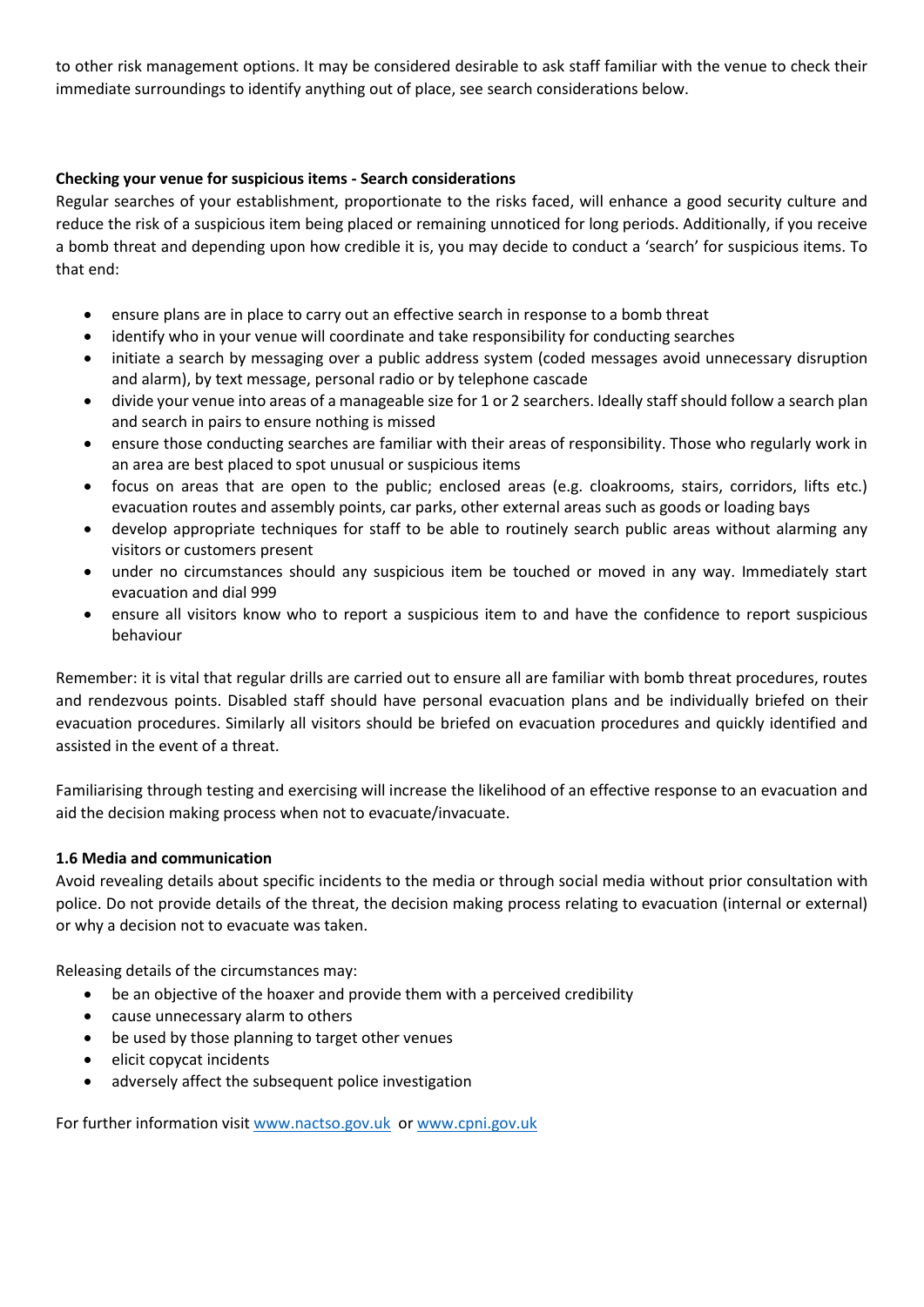to other risk management options. It may be considered desirable to ask staff familiar with the venue to check their immediate surroundings to identify anything out of place, see search considerations below.

**Checking your venue for suspicious items - Search considerations**

Regular searches of your establishment, proportionate to the risks faced, will enhance a good security culture and reduce the risk of a suspicious item being placed or remaining unnoticed for long periods. Additionally, if you receive a bomb threat and depending upon how credible it is, you may decide to conduct a 'search' for suspicious items. To that end:

- ensure plans are in place to carry out an effective search in response to a bomb threat
- identify who in your venue will coordinate and take responsibility for conducting searches
- initiate a search by messaging over a public address system (coded messages avoid unnecessary disruption and alarm), by text message, personal radio or by telephone cascade
- divide your venue into areas of a manageable size for 1 or 2 searchers. Ideally staff should follow a search plan and search in pairs to ensure nothing is missed
- ensure those conducting searches are familiar with their areas of responsibility. Those who regularly work in an area are best placed to spot unusual or suspicious items
- focus on areas that are open to the public; enclosed areas (e.g. cloakrooms, stairs, corridors, lifts etc.) evacuation routes and assembly points, car parks, other external areas such as goods or loading bays
- develop appropriate techniques for staff to be able to routinely search public areas without alarming any visitors or customers present
- under no circumstances should any suspicious item be touched or moved in any way. Immediately start evacuation and dial 999
- ensure all visitors know who to report a suspicious item to and have the confidence to report suspicious behaviour

Remember: it is vital that regular drills are carried out to ensure all are familiar with bomb threat procedures, routes and rendezvous points. Disabled staff should have personal evacuation plans and be individually briefed on their evacuation procedures. Similarly all visitors should be briefed on evacuation procedures and quickly identified and assisted in the event of a threat.

Familiarising through testing and exercising will increase the likelihood of an effective response to an evacuation and aid the decision making process when not to evacuate/invacuate.

**1.6 Media and communication**

Avoid revealing details about specific incidents to the media or through social media without prior consultation with police. Do not provide details of the threat, the decision making process relating to evacuation (internal or external) or why a decision not to evacuate was taken.

Releasing details of the circumstances may:

- be an objective of the hoaxer and provide them with a perceived credibility
- cause unnecessary alarm to others
- be used by those planning to target other venues
- elicit copycat incidents
- adversely affect the subsequent police investigation

For further information visit [www.nactso.gov.uk](www.nactso.gov.uk) or [www.cpni.gov.uk](www.cpni.gov.uk)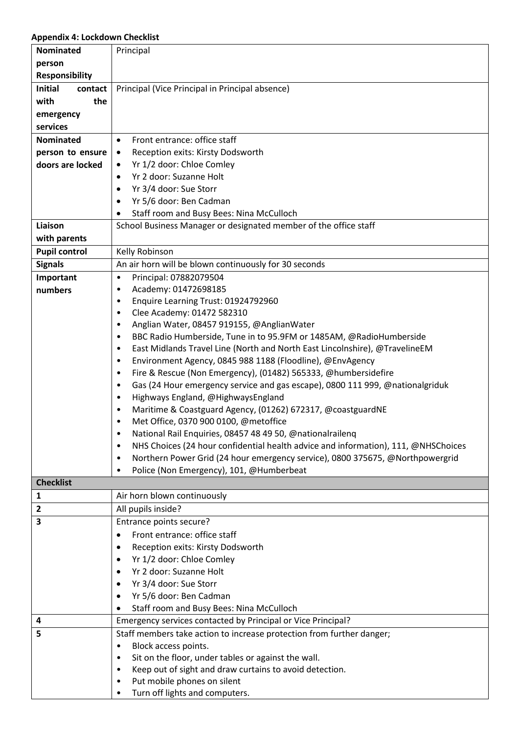**Appendix 4: Lockdown Checklist**

| **Nominated person Responsibility** | Principal |
|---|---|
| **Initial contact with the emergency services** | Principal (Vice Principal in Principal absence) |
| **Nominated person to ensure doors are locked** | • Front entrance: office staff<br>• Reception exits: Kirsty Dodsworth<br>• Yr 1/2 door: Chloe Comley<br>• Yr 2 door: Suzanne Holt<br>• Yr 3/4 door: Sue Storr<br>• Yr 5/6 door: Ben Cadman<br>• Staff room and Busy Bees: Nina McCulloch |
| **Liaison with parents** | School Business Manager or designated member of the office staff |
| **Pupil control** | Kelly Robinson |
| **Signals** | An air horn will be blown continuously for 30 seconds |
| **Important numbers** | • Principal: 07882079504<br>• Academy: 01472698185<br>• Enquire Learning Trust: 01924792960<br>• Clee Academy: 01472 582310<br>• Anglian Water, 08457 919155, @AnglianWater<br>• BBC Radio Humberside, Tune in to 95.9FM or 1485AM, @RadioHumberside<br>• East Midlands Travel Line (North and North East Lincolnshire), @TravelineEM<br>• Environment Agency, 0845 988 1188 (Floodline), @EnvAgency<br>• Fire & Rescue (Non Emergency), (01482) 565333, @humbersidefire<br>• Gas (24 Hour emergency service and gas escape), 0800 111 999, @nationalgriduk<br>• Highways England, @HighwaysEngland<br>• Maritime & Coastguard Agency, (01262) 672317, @coastguardNE<br>• Met Office, 0370 900 0100, @metoffice<br>• National Rail Enquiries, 08457 48 49 50, @nationalrailenq<br>• NHS Choices (24 hour confidential health advice and information), 111, @NHSChoices<br>• Northern Power Grid (24 hour emergency service), 0800 375675, @Northpowergrid<br>• Police (Non Emergency), 101, @Humberbeat |
| **Checklist** | |
| **1** | Air horn blown continuously |
| **2** | All pupils inside? |
| **3** | Entrance points secure?<br>• Front entrance: office staff<br>• Reception exits: Kirsty Dodsworth<br>• Yr 1/2 door: Chloe Comley<br>• Yr 2 door: Suzanne Holt<br>• Yr 3/4 door: Sue Storr<br>• Yr 5/6 door: Ben Cadman<br>• Staff room and Busy Bees: Nina McCulloch |
| **4** | Emergency services contacted by Principal or Vice Principal? |
| **5** | Staff members take action to increase protection from further danger;<br>• Block access points.<br>• Sit on the floor, under tables or against the wall.<br>• Keep out of sight and draw curtains to avoid detection.<br>• Put mobile phones on silent<br>• Turn off lights and computers. |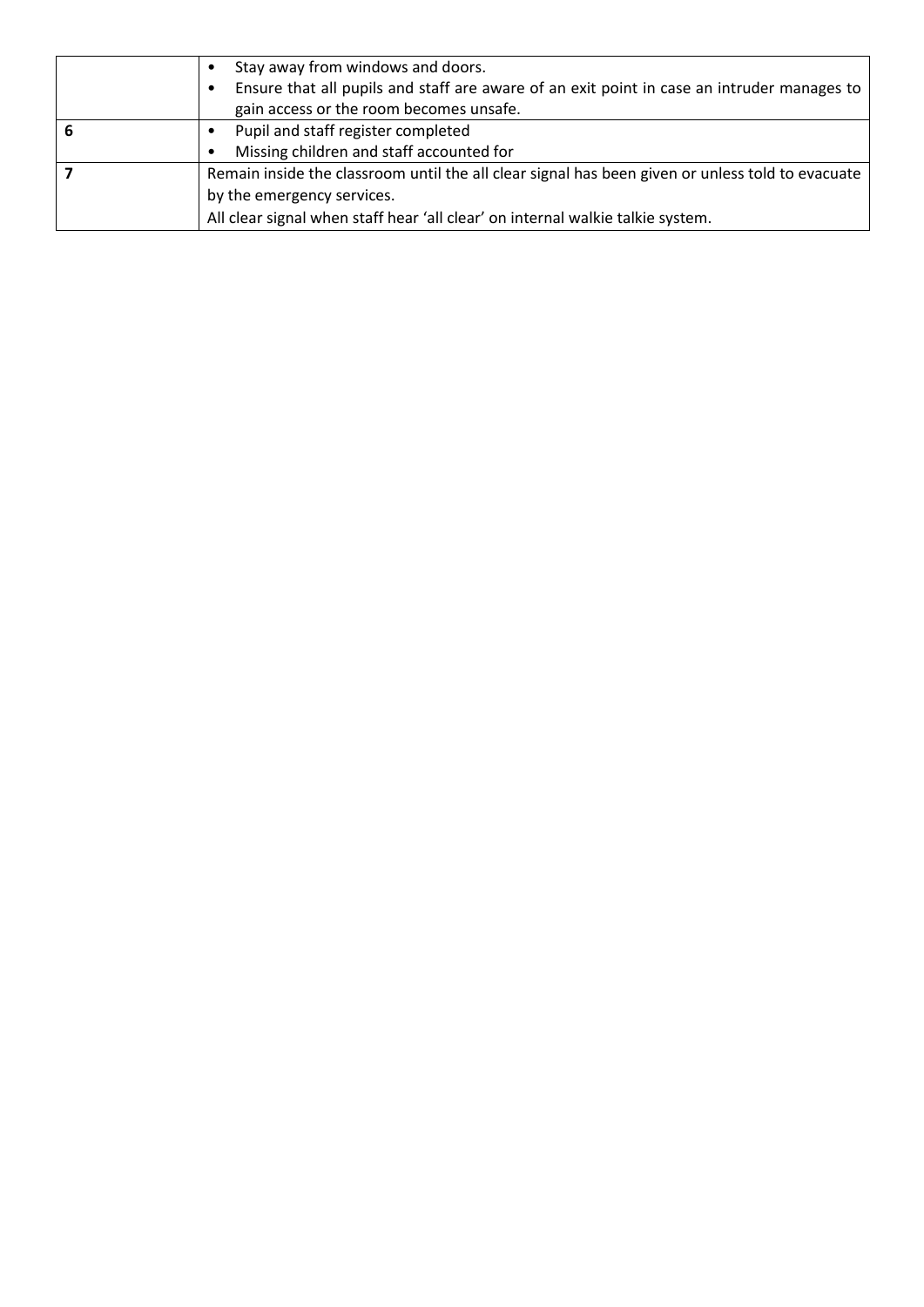| | |
|---|---|
| | • Stay away from windows and doors.<br>• Ensure that all pupils and staff are aware of an exit point in case an intruder manages to gain access or the room becomes unsafe. |
| **6** | • Pupil and staff register completed<br>• Missing children and staff accounted for |
| **7** | Remain inside the classroom until the all clear signal has been given or unless told to evacuate by the emergency services.<br>All clear signal when staff hear 'all clear' on internal walkie talkie system. |